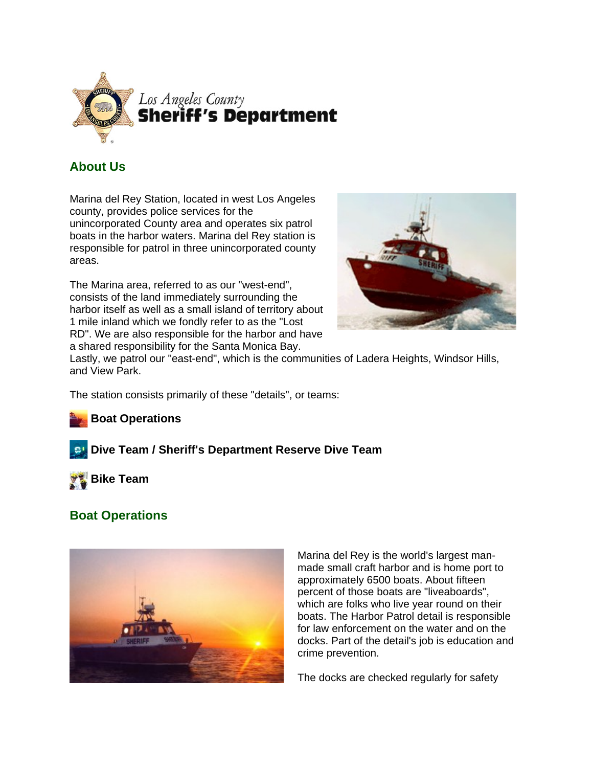Los Angeles County
**Sheriff's Department**

## About Us

Marina del Rey Station, located in west Los Angeles county, provides police services for the unincorporated County area and operates six patrol boats in the harbor waters. Marina del Rey station is responsible for patrol in three unincorporated county areas.

The Marina area, referred to as our "west-end", consists of the land immediately surrounding the harbor itself as well as a small island of territory about 1 mile inland which we fondly refer to as the "Lost RD". We are also responsible for the harbor and have a shared responsibility for the Santa Monica Bay. Lastly, we patrol our "east-end", which is the communities of Ladera Heights, Windsor Hills, and View Park.

The station consists primarily of these "details", or teams:

**Boat Operations**

**Dive Team / Sheriff's Department Reserve Dive Team**

**Bike Team**

## Boat Operations

Marina del Rey is the world's largest man-made small craft harbor and is home port to approximately 6500 boats. About fifteen percent of those boats are "liveaboards", which are folks who live year round on their boats. The Harbor Patrol detail is responsible for law enforcement on the water and on the docks. Part of the detail's job is education and crime prevention.

The docks are checked regularly for safety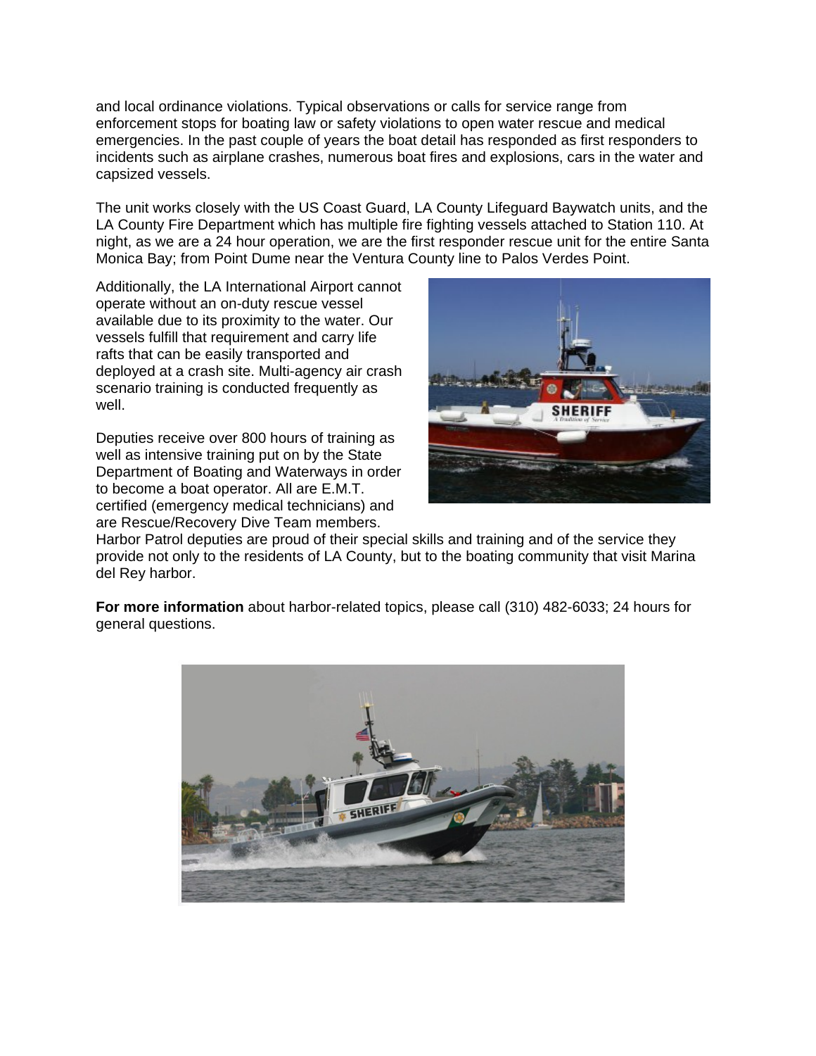and local ordinance violations. Typical observations or calls for service range from enforcement stops for boating law or safety violations to open water rescue and medical emergencies. In the past couple of years the boat detail has responded as first responders to incidents such as airplane crashes, numerous boat fires and explosions, cars in the water and capsized vessels.

The unit works closely with the US Coast Guard, LA County Lifeguard Baywatch units, and the LA County Fire Department which has multiple fire fighting vessels attached to Station 110. At night, as we are a 24 hour operation, we are the first responder rescue unit for the entire Santa Monica Bay; from Point Dume near the Ventura County line to Palos Verdes Point.

Additionally, the LA International Airport cannot operate without an on-duty rescue vessel available due to its proximity to the water. Our vessels fulfill that requirement and carry life rafts that can be easily transported and deployed at a crash site. Multi-agency air crash scenario training is conducted frequently as well.

Deputies receive over 800 hours of training as well as intensive training put on by the State Department of Boating and Waterways in order to become a boat operator. All are E.M.T. certified (emergency medical technicians) and are Rescue/Recovery Dive Team members. Harbor Patrol deputies are proud of their special skills and training and of the service they provide not only to the residents of LA County, but to the boating community that visit Marina del Rey harbor.

**For more information** about harbor-related topics, please call (310) 482-6033; 24 hours for general questions.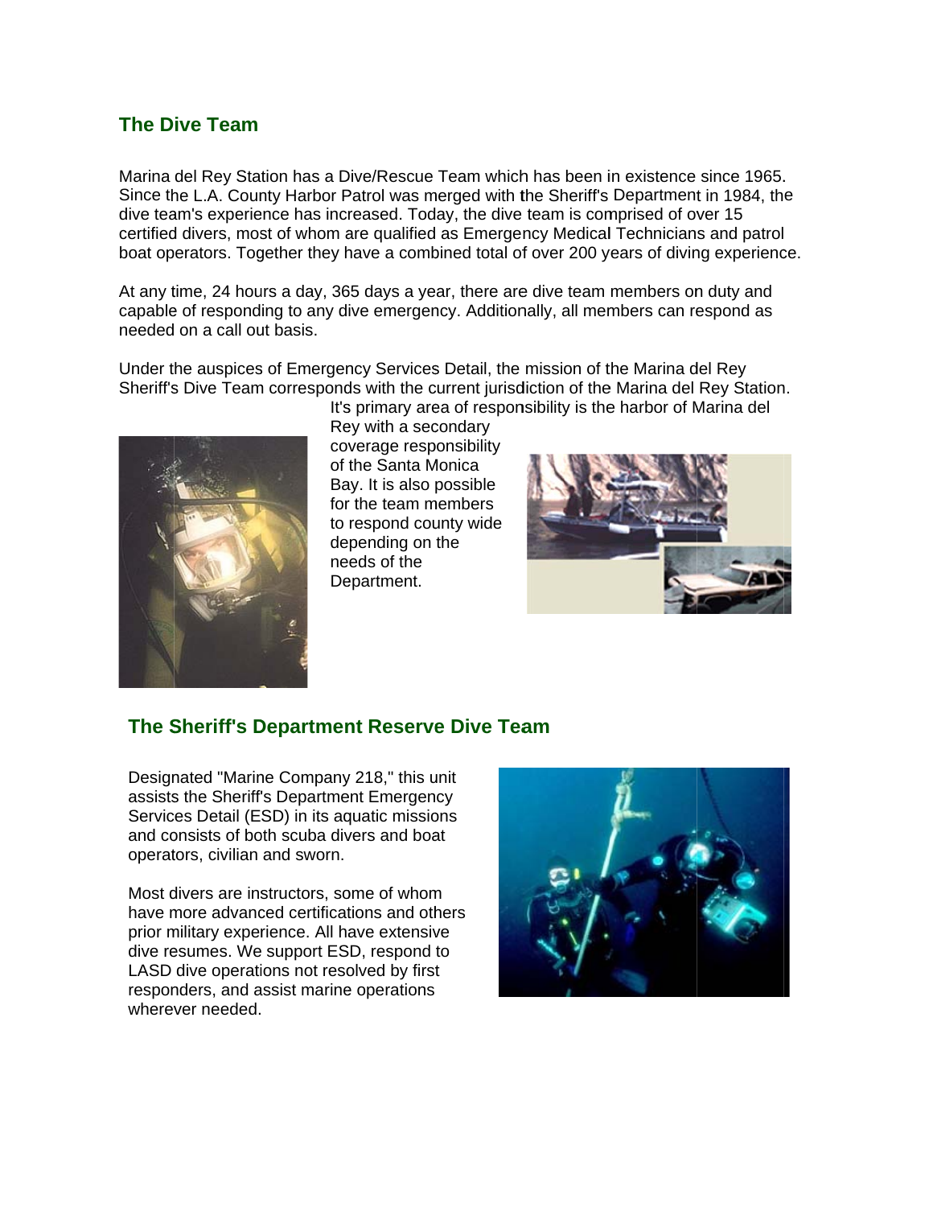## The Dive Team

Marina del Rey Station has a Dive/Rescue Team which has been in existence since 1965. Since the L.A. County Harbor Patrol was merged with the Sheriff's Department in 1984, the dive team's experience has increased. Today, the dive team is comprised of over 15 certified divers, most of whom are qualified as Emergency Medical Technicians and patrol boat operators. Together they have a combined total of over 200 years of diving experience.

At any time, 24 hours a day, 365 days a year, there are dive team members on duty and capable of responding to any dive emergency. Additionally, all members can respond as needed on a call out basis.

Under the auspices of Emergency Services Detail, the mission of the Marina del Rey Sheriff's Dive Team corresponds with the current jurisdiction of the Marina del Rey Station. It's primary area of responsibility is the harbor of Marina del Rey with a secondary coverage responsibility of the Santa Monica Bay. It is also possible for the team members to respond county wide depending on the needs of the Department.

## The Sheriff's Department Reserve Dive Team

Designated "Marine Company 218," this unit assists the Sheriff's Department Emergency Services Detail (ESD) in its aquatic missions and consists of both scuba divers and boat operators, civilian and sworn.

Most divers are instructors, some of whom have more advanced certifications and others prior military experience. All have extensive dive resumes. We support ESD, respond to LASD dive operations not resolved by first responders, and assist marine operations wherever needed.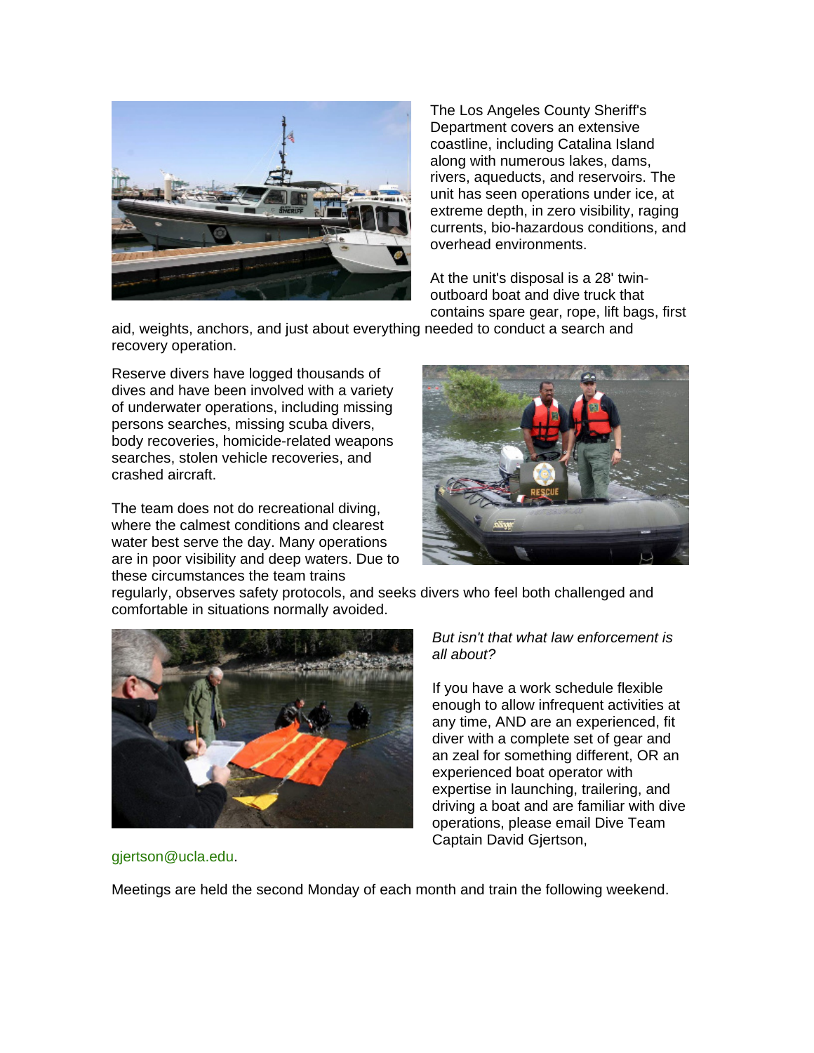The Los Angeles County Sheriff's Department covers an extensive coastline, including Catalina Island along with numerous lakes, dams, rivers, aqueducts, and reservoirs. The unit has seen operations under ice, at extreme depth, in zero visibility, raging currents, bio-hazardous conditions, and overhead environments.

At the unit's disposal is a 28' twin-outboard boat and dive truck that contains spare gear, rope, lift bags, first aid, weights, anchors, and just about everything needed to conduct a search and recovery operation.

Reserve divers have logged thousands of dives and have been involved with a variety of underwater operations, including missing persons searches, missing scuba divers, body recoveries, homicide-related weapons searches, stolen vehicle recoveries, and crashed aircraft.

The team does not do recreational diving, where the calmest conditions and clearest water best serve the day. Many operations are in poor visibility and deep waters. Due to these circumstances the team trains regularly, observes safety protocols, and seeks divers who feel both challenged and comfortable in situations normally avoided.

*But isn't that what law enforcement is all about?*

If you have a work schedule flexible enough to allow infrequent activities at any time, AND are an experienced, fit diver with a complete set of gear and an zeal for something different, OR an experienced boat operator with expertise in launching, trailering, and driving a boat and are familiar with dive operations, please email Dive Team Captain David Gjertson, gjertson@ucla.edu.

Meetings are held the second Monday of each month and train the following weekend.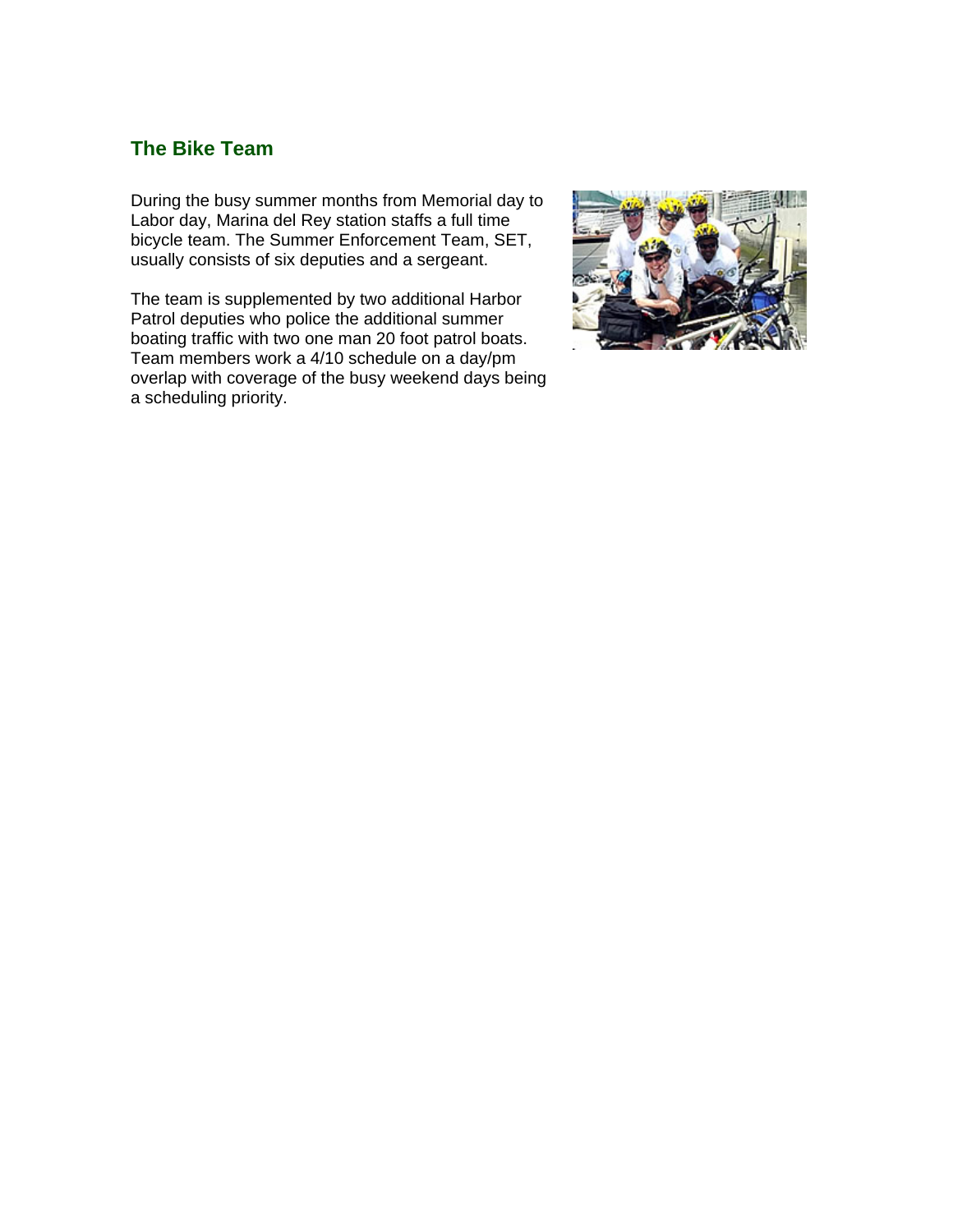## The Bike Team

During the busy summer months from Memorial day to Labor day, Marina del Rey station staffs a full time bicycle team. The Summer Enforcement Team, SET, usually consists of six deputies and a sergeant.

The team is supplemented by two additional Harbor Patrol deputies who police the additional summer boating traffic with two one man 20 foot patrol boats. Team members work a 4/10 schedule on a day/pm overlap with coverage of the busy weekend days being a scheduling priority.